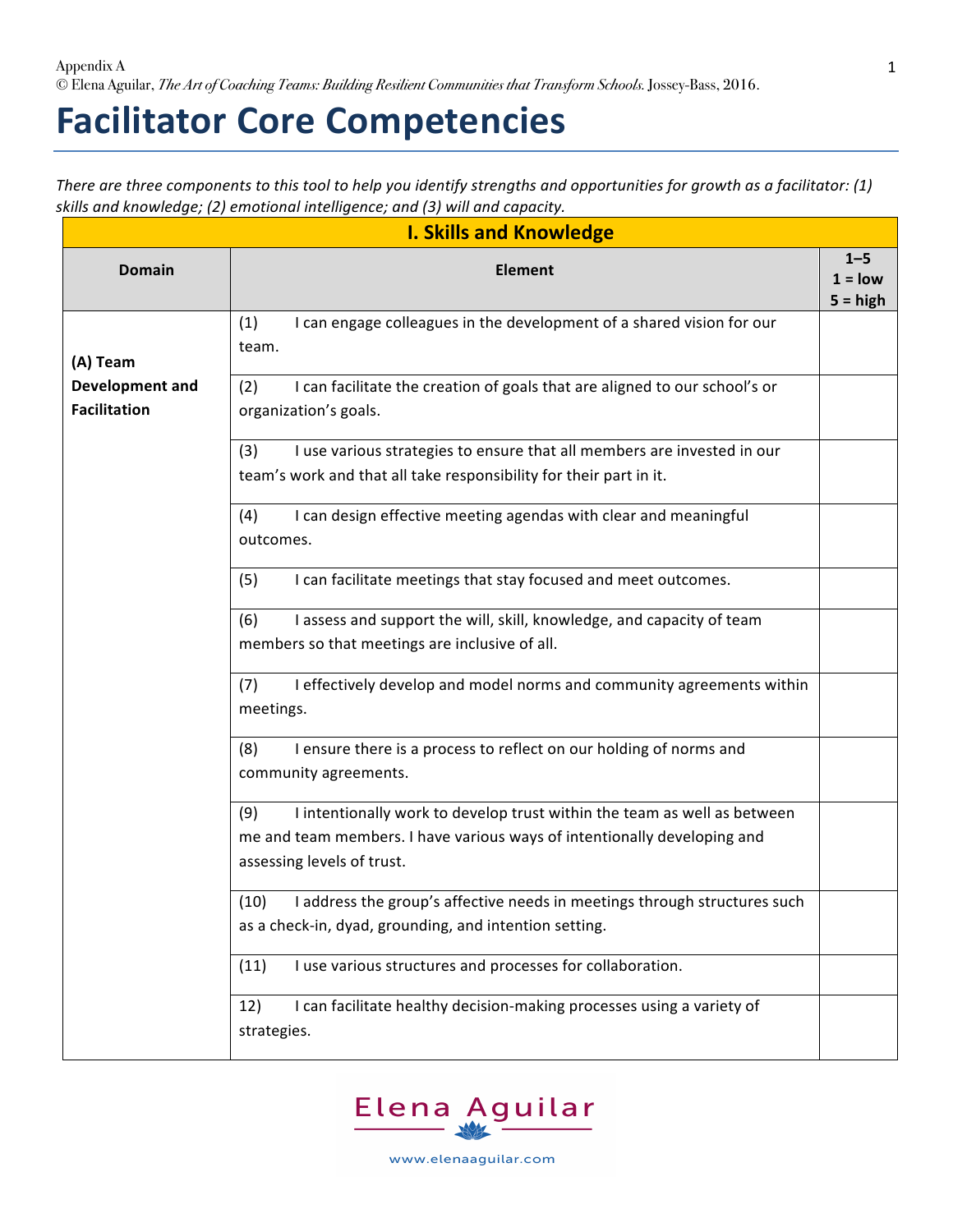Appendix A
© Elena Aguilar, *The Art of Coaching Teams: Building Resilient Communities that Transform Schools.* Jossey-Bass, 2016.

# Facilitator Core Competencies

*There are three components to this tool to help you identify strengths and opportunities for growth as a facilitator: (1) skills and knowledge; (2) emotional intelligence; and (3) will and capacity.*

| **I. Skills and Knowledge** | | |
|---|---|---|
| **Domain** | **Element** | **1–5 1 = low 5 = high** |
| **(A) Team Development and Facilitation** | (1) I can engage colleagues in the development of a shared vision for our team. | |
| | (2) I can facilitate the creation of goals that are aligned to our school's or organization's goals. | |
| | (3) I use various strategies to ensure that all members are invested in our team's work and that all take responsibility for their part in it. | |
| | (4) I can design effective meeting agendas with clear and meaningful outcomes. | |
| | (5) I can facilitate meetings that stay focused and meet outcomes. | |
| | (6) I assess and support the will, skill, knowledge, and capacity of team members so that meetings are inclusive of all. | |
| | (7) I effectively develop and model norms and community agreements within meetings. | |
| | (8) I ensure there is a process to reflect on our holding of norms and community agreements. | |
| | (9) I intentionally work to develop trust within the team as well as between me and team members. I have various ways of intentionally developing and assessing levels of trust. | |
| | (10) I address the group's affective needs in meetings through structures such as a check-in, dyad, grounding, and intention setting. | |
| | (11) I use various structures and processes for collaboration. | |
| | 12) I can facilitate healthy decision-making processes using a variety of strategies. | |

Elena Aguilar
www.elenaaguilar.com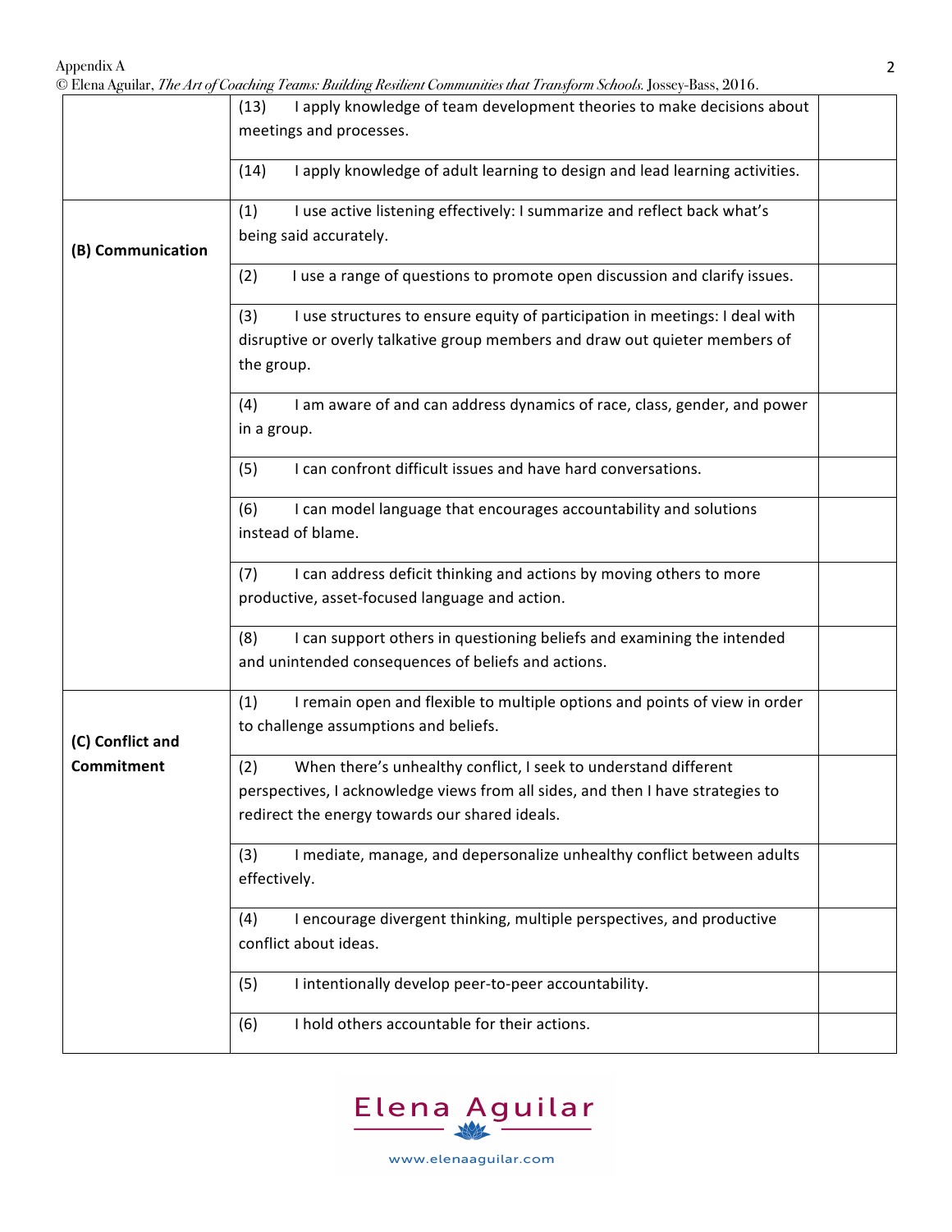|  |  |  |
|---|---|---|
|  | (13) I apply knowledge of team development theories to make decisions about meetings and processes. |  |
|  | (14) I apply knowledge of adult learning to design and lead learning activities. |  |
| **(B) Communication** | (1) I use active listening effectively: I summarize and reflect back what's being said accurately. |  |
|  | (2) I use a range of questions to promote open discussion and clarify issues. |  |
|  | (3) I use structures to ensure equity of participation in meetings: I deal with disruptive or overly talkative group members and draw out quieter members of the group. |  |
|  | (4) I am aware of and can address dynamics of race, class, gender, and power in a group. |  |
|  | (5) I can confront difficult issues and have hard conversations. |  |
|  | (6) I can model language that encourages accountability and solutions instead of blame. |  |
|  | (7) I can address deficit thinking and actions by moving others to more productive, asset-focused language and action. |  |
|  | (8) I can support others in questioning beliefs and examining the intended and unintended consequences of beliefs and actions. |  |
| **(C) Conflict and Commitment** | (1) I remain open and flexible to multiple options and points of view in order to challenge assumptions and beliefs. |  |
|  | (2) When there's unhealthy conflict, I seek to understand different perspectives, I acknowledge views from all sides, and then I have strategies to redirect the energy towards our shared ideals. |  |
|  | (3) I mediate, manage, and depersonalize unhealthy conflict between adults effectively. |  |
|  | (4) I encourage divergent thinking, multiple perspectives, and productive conflict about ideas. |  |
|  | (5) I intentionally develop peer-to-peer accountability. |  |
|  | (6) I hold others accountable for their actions. |  |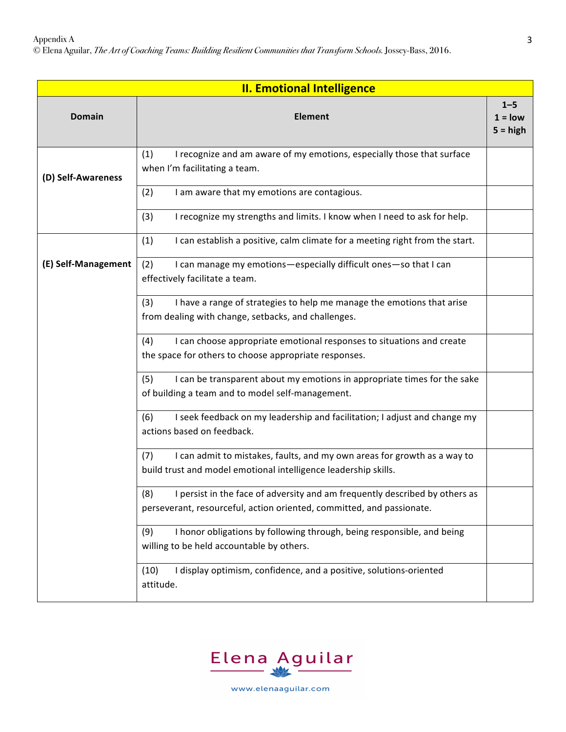| II. Emotional Intelligence | | |
|---|---|---|
| **Domain** | **Element** | **1–5 1 = low 5 = high** |
| **(D) Self-Awareness** | (1) I recognize and am aware of my emotions, especially those that surface when I'm facilitating a team. | |
| | (2) I am aware that my emotions are contagious. | |
| | (3) I recognize my strengths and limits. I know when I need to ask for help. | |
| **(E) Self-Management** | (1) I can establish a positive, calm climate for a meeting right from the start. | |
| | (2) I can manage my emotions—especially difficult ones—so that I can effectively facilitate a team. | |
| | (3) I have a range of strategies to help me manage the emotions that arise from dealing with change, setbacks, and challenges. | |
| | (4) I can choose appropriate emotional responses to situations and create the space for others to choose appropriate responses. | |
| | (5) I can be transparent about my emotions in appropriate times for the sake of building a team and to model self-management. | |
| | (6) I seek feedback on my leadership and facilitation; I adjust and change my actions based on feedback. | |
| | (7) I can admit to mistakes, faults, and my own areas for growth as a way to build trust and model emotional intelligence leadership skills. | |
| | (8) I persist in the face of adversity and am frequently described by others as perseverant, resourceful, action oriented, committed, and passionate. | |
| | (9) I honor obligations by following through, being responsible, and being willing to be held accountable by others. | |
| | (10) I display optimism, confidence, and a positive, solutions-oriented attitude. | |

Elena Aguilar

www.elenaaguilar.com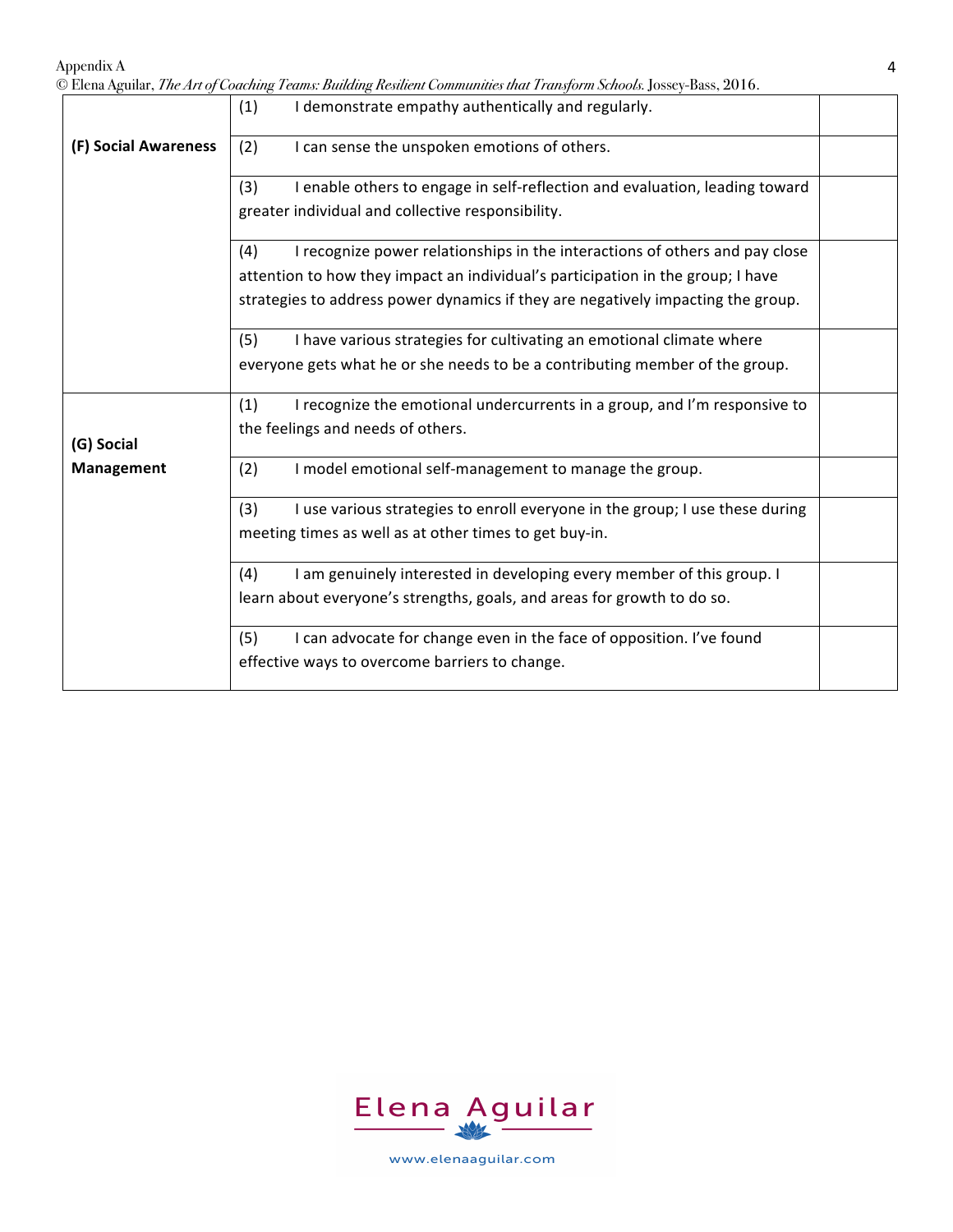| | | |
|---|---|---|
| **(F) Social Awareness** | (1) I demonstrate empathy authentically and regularly. | |
| | (2) I can sense the unspoken emotions of others. | |
| | (3) I enable others to engage in self-reflection and evaluation, leading toward greater individual and collective responsibility. | |
| | (4) I recognize power relationships in the interactions of others and pay close attention to how they impact an individual's participation in the group; I have strategies to address power dynamics if they are negatively impacting the group. | |
| | (5) I have various strategies for cultivating an emotional climate where everyone gets what he or she needs to be a contributing member of the group. | |
| **(G) Social Management** | (1) I recognize the emotional undercurrents in a group, and I'm responsive to the feelings and needs of others. | |
| | (2) I model emotional self-management to manage the group. | |
| | (3) I use various strategies to enroll everyone in the group; I use these during meeting times as well as at other times to get buy-in. | |
| | (4) I am genuinely interested in developing every member of this group. I learn about everyone's strengths, goals, and areas for growth to do so. | |
| | (5) I can advocate for change even in the face of opposition. I've found effective ways to overcome barriers to change. | |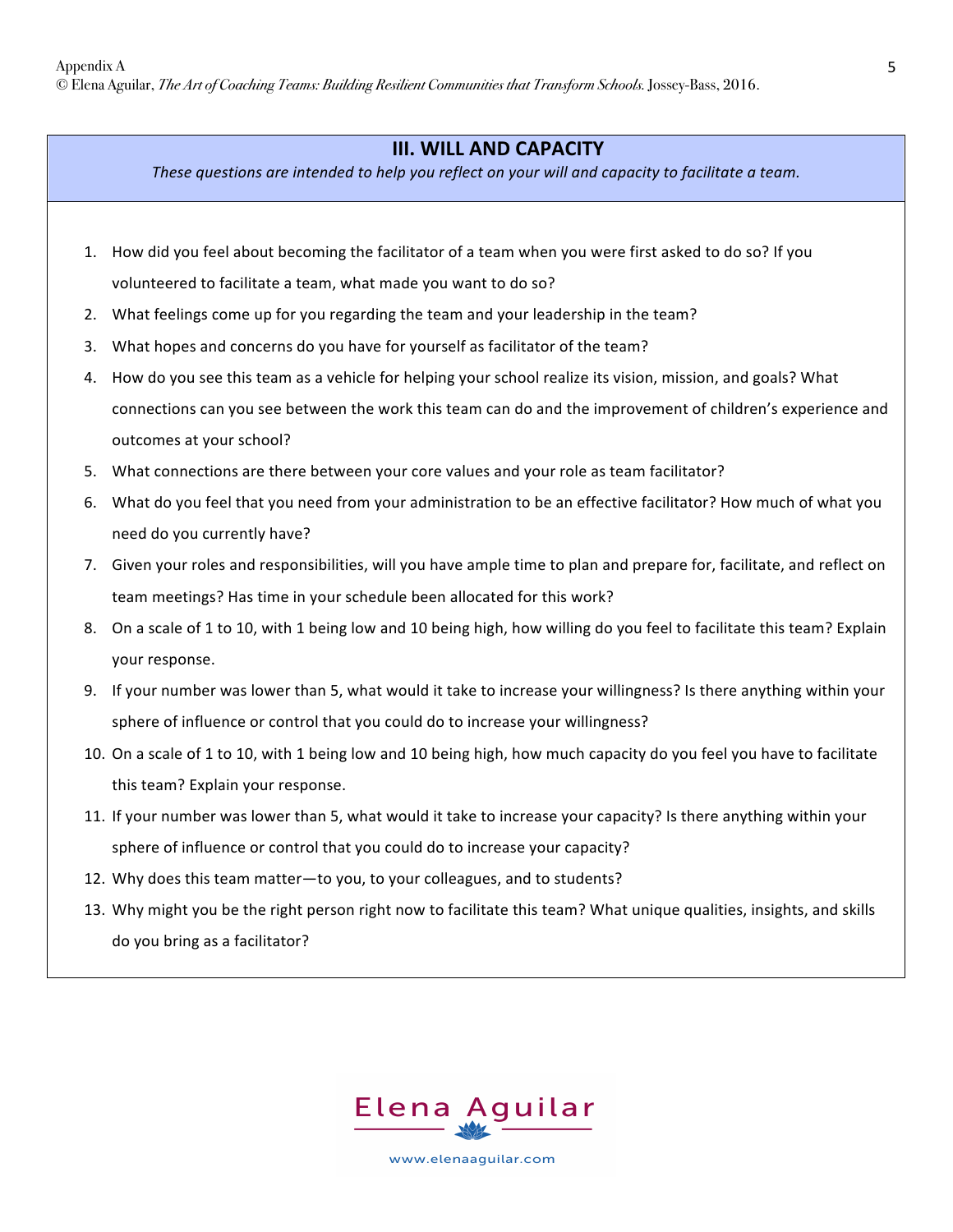## III. WILL AND CAPACITY

*These questions are intended to help you reflect on your will and capacity to facilitate a team.*

1. How did you feel about becoming the facilitator of a team when you were first asked to do so? If you volunteered to facilitate a team, what made you want to do so?
2. What feelings come up for you regarding the team and your leadership in the team?
3. What hopes and concerns do you have for yourself as facilitator of the team?
4. How do you see this team as a vehicle for helping your school realize its vision, mission, and goals? What connections can you see between the work this team can do and the improvement of children's experience and outcomes at your school?
5. What connections are there between your core values and your role as team facilitator?
6. What do you feel that you need from your administration to be an effective facilitator? How much of what you need do you currently have?
7. Given your roles and responsibilities, will you have ample time to plan and prepare for, facilitate, and reflect on team meetings? Has time in your schedule been allocated for this work?
8. On a scale of 1 to 10, with 1 being low and 10 being high, how willing do you feel to facilitate this team? Explain your response.
9. If your number was lower than 5, what would it take to increase your willingness? Is there anything within your sphere of influence or control that you could do to increase your willingness?
10. On a scale of 1 to 10, with 1 being low and 10 being high, how much capacity do you feel you have to facilitate this team? Explain your response.
11. If your number was lower than 5, what would it take to increase your capacity? Is there anything within your sphere of influence or control that you could do to increase your capacity?
12. Why does this team matter—to you, to your colleagues, and to students?
13. Why might you be the right person right now to facilitate this team? What unique qualities, insights, and skills do you bring as a facilitator?

Elena Aguilar

www.elenaaguilar.com